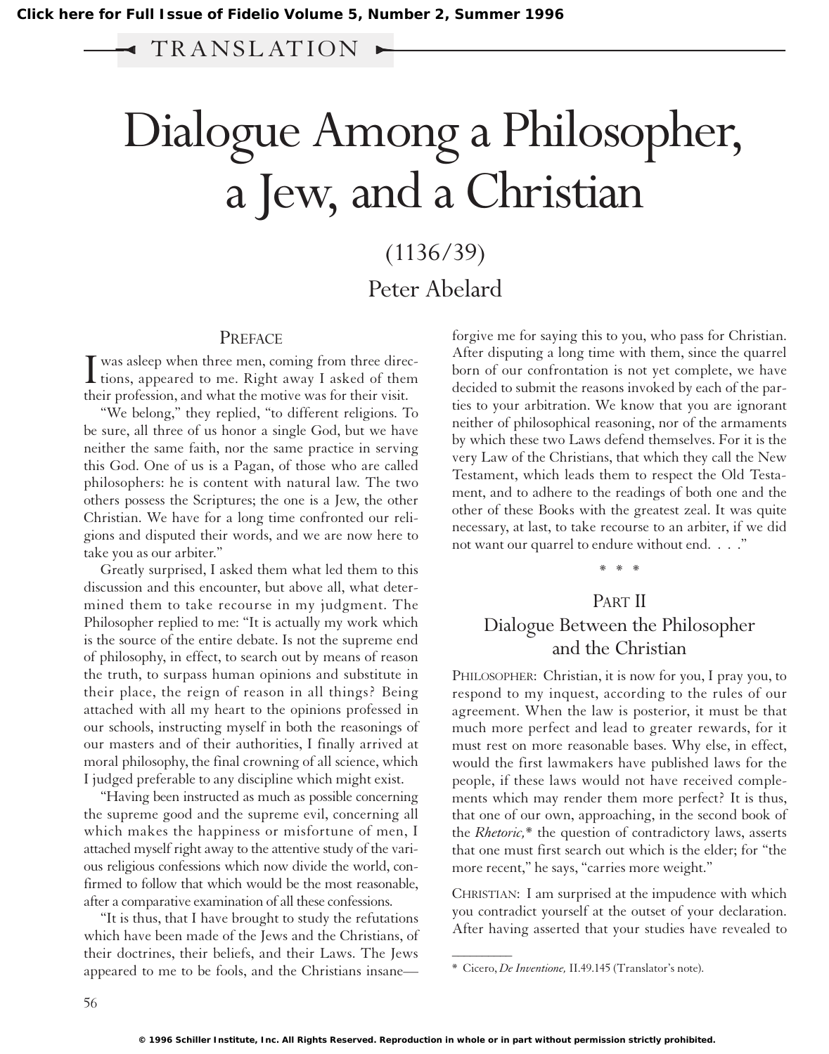# Dialogue Among a Philosopher, a Jew, and a Christian

(1136/39)

Peter Abelard

## Preface

I was asleep when three men, coming from three directions, appeared to me. Right away I asked of them their profession, and what the motive was for their visit.

"We belong," they replied, "to different religions. To be sure, all three of us honor a single God, but we have neither the same faith, nor the same practice in serving this God. One of us is a Pagan, of those who are called philosophers: he is content with natural law. The two others possess the Scriptures; the one is a Jew, the other Christian. We have for a long time confronted our religions and disputed their words, and we are now here to take you as our arbiter."

Greatly surprised, I asked them what led them to this discussion and this encounter, but above all, what determined them to take recourse in my judgment. The Philosopher replied to me: "It is actually my work which is the source of the entire debate. Is not the supreme end of philosophy, in effect, to search out by means of reason the truth, to surpass human opinions and substitute in their place, the reign of reason in all things? Being attached with all my heart to the opinions professed in our schools, instructing myself in both the reasonings of our masters and of their authorities, I finally arrived at moral philosophy, the final crowning of all science, which I judged preferable to any discipline which might exist.

"Having been instructed as much as possible concerning the supreme good and the supreme evil, concerning all which makes the happiness or misfortune of men, I attached myself right away to the attentive study of the various religious confessions which now divide the world, confirmed to follow that which would be the most reasonable, after a comparative examination of all these confessions.

"It is thus, that I have brought to study the refutations which have been made of the Jews and the Christians, of their doctrines, their beliefs, and their Laws. The Jews appeared to me to be fools, and the Christians insane—forgive me for saying this to you, who pass for Christian. After disputing a long time with them, since the quarrel born of our confrontation is not yet complete, we have decided to submit the reasons invoked by each of the parties to your arbitration. We know that you are ignorant neither of philosophical reasoning, nor of the armaments by which these two Laws defend themselves. For it is the very Law of the Christians, that which they call the New Testament, which leads them to respect the Old Testament, and to adhere to the readings of both one and the other of these Books with the greatest zeal. It was quite necessary, at last, to take recourse to an arbiter, if we did not want our quarrel to endure without end. . . ."

\* \* \*

## Part II
## Dialogue Between the Philosopher and the Christian

PHILOSOPHER: Christian, it is now for you, I pray you, to respond to my inquest, according to the rules of our agreement. When the law is posterior, it must be that much more perfect and lead to greater rewards, for it must rest on more reasonable bases. Why else, in effect, would the first lawmakers have published laws for the people, if these laws would not have received complements which may render them more perfect? It is thus, that one of our own, approaching, in the second book of the *Rhetoric,*\* the question of contradictory laws, asserts that one must first search out which is the elder; for "the more recent," he says, "carries more weight."

CHRISTIAN: I am surprised at the impudence with which you contradict yourself at the outset of your declaration. After having asserted that your studies have revealed to

\* Cicero, *De Inventione,* II.49.145 (Translator's note).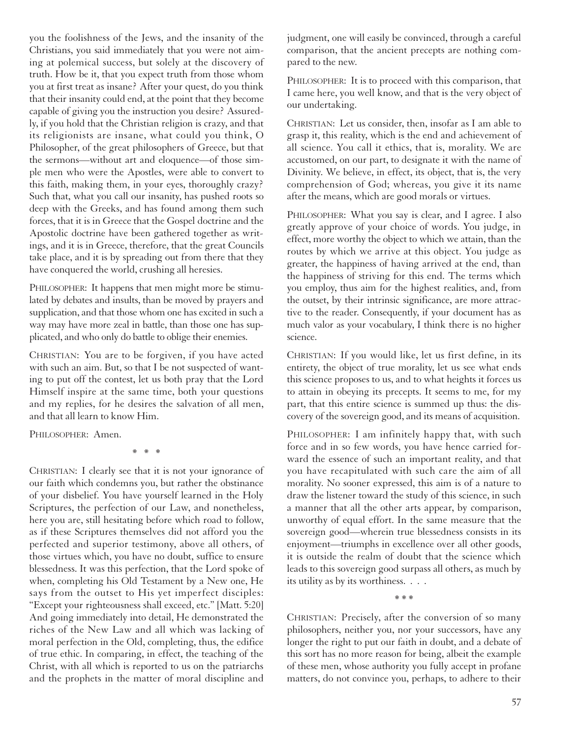you the foolishness of the Jews, and the insanity of the Christians, you said immediately that you were not aiming at polemical success, but solely at the discovery of truth. How be it, that you expect truth from those whom you at first treat as insane? After your quest, do you think that their insanity could end, at the point that they become capable of giving you the instruction you desire? Assuredly, if you hold that the Christian religion is crazy, and that its religionists are insane, what could you think, O Philosopher, of the great philosophers of Greece, but that the sermons—without art and eloquence—of those simple men who were the Apostles, were able to convert to this faith, making them, in your eyes, thoroughly crazy? Such that, what you call our insanity, has pushed roots so deep with the Greeks, and has found among them such forces, that it is in Greece that the Gospel doctrine and the Apostolic doctrine have been gathered together as writings, and it is in Greece, therefore, that the great Councils take place, and it is by spreading out from there that they have conquered the world, crushing all heresies.

PHILOSOPHER: It happens that men might more be stimulated by debates and insults, than be moved by prayers and supplication, and that those whom one has excited in such a way may have more zeal in battle, than those one has supplicated, and who only do battle to oblige their enemies.

CHRISTIAN: You are to be forgiven, if you have acted with such an aim. But, so that I be not suspected of wanting to put off the contest, let us both pray that the Lord Himself inspire at the same time, both your questions and my replies, for he desires the salvation of all men, and that all learn to know Him.

PHILOSOPHER: Amen.

\* \* \*

CHRISTIAN: I clearly see that it is not your ignorance of our faith which condemns you, but rather the obstinance of your disbelief. You have yourself learned in the Holy Scriptures, the perfection of our Law, and nonetheless, here you are, still hesitating before which road to follow, as if these Scriptures themselves did not afford you the perfected and superior testimony, above all others, of those virtues which, you have no doubt, suffice to ensure blessedness. It was this perfection, that the Lord spoke of when, completing his Old Testament by a New one, He says from the outset to His yet imperfect disciples: "Except your righteousness shall exceed, etc." [Matt. 5:20] And going immediately into detail, He demonstrated the riches of the New Law and all which was lacking of moral perfection in the Old, completing, thus, the edifice of true ethic. In comparing, in effect, the teaching of the Christ, with all which is reported to us on the patriarchs and the prophets in the matter of moral discipline and judgment, one will easily be convinced, through a careful comparison, that the ancient precepts are nothing compared to the new.

PHILOSOPHER: It is to proceed with this comparison, that I came here, you well know, and that is the very object of our undertaking.

CHRISTIAN: Let us consider, then, insofar as I am able to grasp it, this reality, which is the end and achievement of all science. You call it ethics, that is, morality. We are accustomed, on our part, to designate it with the name of Divinity. We believe, in effect, its object, that is, the very comprehension of God; whereas, you give it its name after the means, which are good morals or virtues.

PHILOSOPHER: What you say is clear, and I agree. I also greatly approve of your choice of words. You judge, in effect, more worthy the object to which we attain, than the routes by which we arrive at this object. You judge as greater, the happiness of having arrived at the end, than the happiness of striving for this end. The terms which you employ, thus aim for the highest realities, and, from the outset, by their intrinsic significance, are more attractive to the reader. Consequently, if your document has as much valor as your vocabulary, I think there is no higher science.

CHRISTIAN: If you would like, let us first define, in its entirety, the object of true morality, let us see what ends this science proposes to us, and to what heights it forces us to attain in obeying its precepts. It seems to me, for my part, that this entire science is summed up thus: the discovery of the sovereign good, and its means of acquisition.

PHILOSOPHER: I am infinitely happy that, with such force and in so few words, you have hence carried forward the essence of such an important reality, and that you have recapitulated with such care the aim of all morality. No sooner expressed, this aim is of a nature to draw the listener toward the study of this science, in such a manner that all the other arts appear, by comparison, unworthy of equal effort. In the same measure that the sovereign good—wherein true blessedness consists in its enjoyment—triumphs in excellence over all other goods, it is outside the realm of doubt that the science which leads to this sovereign good surpass all others, as much by its utility as by its worthiness. . . .

\* \* \*

CHRISTIAN: Precisely, after the conversion of so many philosophers, neither you, nor your successors, have any longer the right to put our faith in doubt, and a debate of this sort has no more reason for being, albeit the example of these men, whose authority you fully accept in profane matters, do not convince you, perhaps, to adhere to their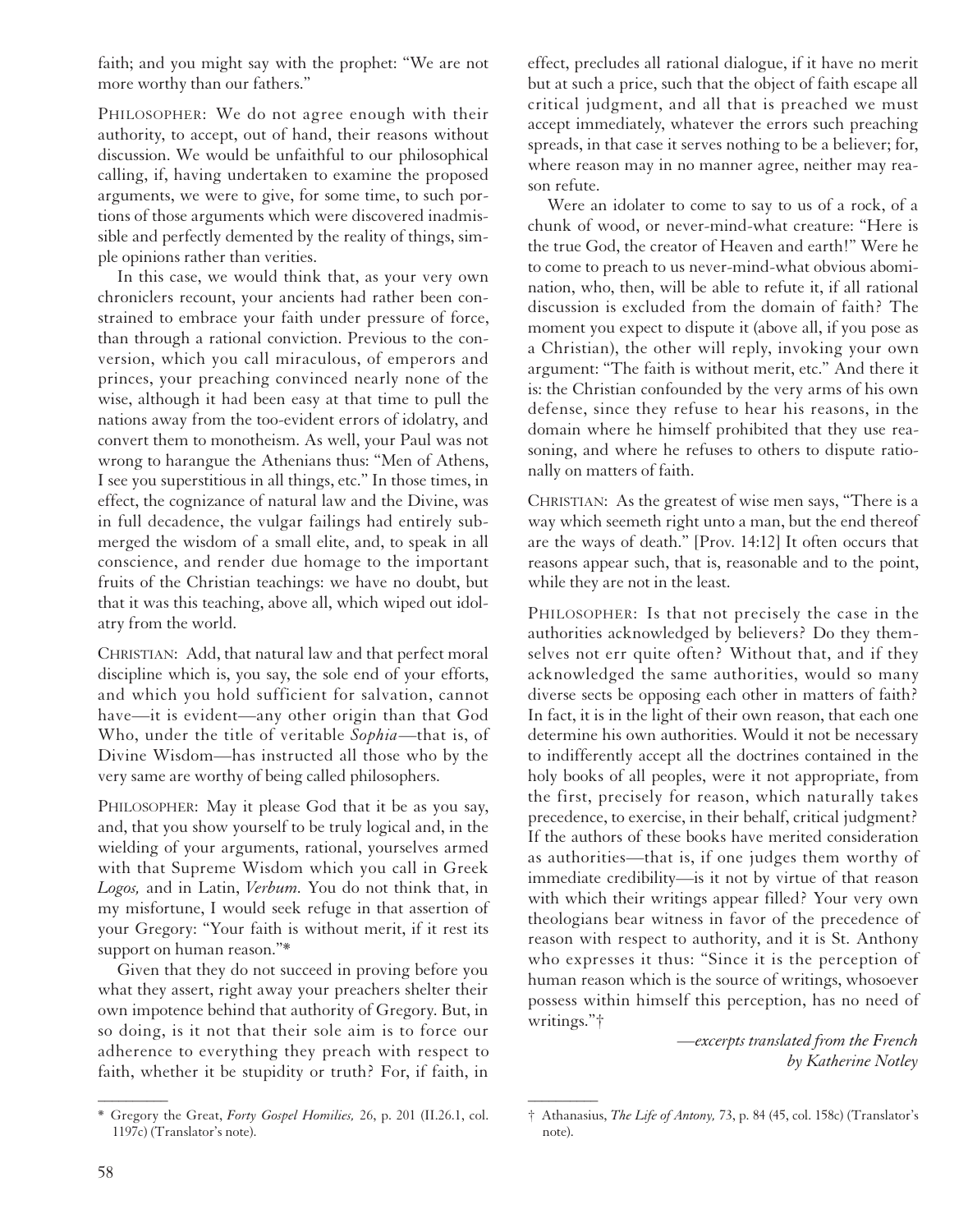faith; and you might say with the prophet: "We are not more worthy than our fathers."

PHILOSOPHER: We do not agree enough with their authority, to accept, out of hand, their reasons without discussion. We would be unfaithful to our philosophical calling, if, having undertaken to examine the proposed arguments, we were to give, for some time, to such portions of those arguments which were discovered inadmissible and perfectly demented by the reality of things, simple opinions rather than verities.

In this case, we would think that, as your very own chroniclers recount, your ancients had rather been constrained to embrace your faith under pressure of force, than through a rational conviction. Previous to the conversion, which you call miraculous, of emperors and princes, your preaching convinced nearly none of the wise, although it had been easy at that time to pull the nations away from the too-evident errors of idolatry, and convert them to monotheism. As well, your Paul was not wrong to harangue the Athenians thus: "Men of Athens, I see you superstitious in all things, etc." In those times, in effect, the cognizance of natural law and the Divine, was in full decadence, the vulgar failings had entirely submerged the wisdom of a small elite, and, to speak in all conscience, and render due homage to the important fruits of the Christian teachings: we have no doubt, but that it was this teaching, above all, which wiped out idolatry from the world.

CHRISTIAN: Add, that natural law and that perfect moral discipline which is, you say, the sole end of your efforts, and which you hold sufficient for salvation, cannot have—it is evident—any other origin than that God Who, under the title of veritable *Sophia*—that is, of Divine Wisdom—has instructed all those who by the very same are worthy of being called philosophers.

PHILOSOPHER: May it please God that it be as you say, and, that you show yourself to be truly logical and, in the wielding of your arguments, rational, yourselves armed with that Supreme Wisdom which you call in Greek *Logos,* and in Latin, *Verbum.* You do not think that, in my misfortune, I would seek refuge in that assertion of your Gregory: "Your faith is without merit, if it rest its support on human reason."*

Given that they do not succeed in proving before you what they assert, right away your preachers shelter their own impotence behind that authority of Gregory. But, in so doing, is it not that their sole aim is to force our adherence to everything they preach with respect to faith, whether it be stupidity or truth? For, if faith, in effect, precludes all rational dialogue, if it have no merit but at such a price, such that the object of faith escape all critical judgment, and all that is preached we must accept immediately, whatever the errors such preaching spreads, in that case it serves nothing to be a believer; for, where reason may in no manner agree, neither may reason refute.

Were an idolater to come to say to us of a rock, of a chunk of wood, or never-mind-what creature: "Here is the true God, the creator of Heaven and earth!" Were he to come to preach to us never-mind-what obvious abomination, who, then, will be able to refute it, if all rational discussion is excluded from the domain of faith? The moment you expect to dispute it (above all, if you pose as a Christian), the other will reply, invoking your own argument: "The faith is without merit, etc." And there it is: the Christian confounded by the very arms of his own defense, since they refuse to hear his reasons, in the domain where he himself prohibited that they use reasoning, and where he refuses to others to dispute rationally on matters of faith.

CHRISTIAN: As the greatest of wise men says, "There is a way which seemeth right unto a man, but the end thereof are the ways of death." [Prov. 14:12] It often occurs that reasons appear such, that is, reasonable and to the point, while they are not in the least.

PHILOSOPHER: Is that not precisely the case in the authorities acknowledged by believers? Do they themselves not err quite often? Without that, and if they acknowledged the same authorities, would so many diverse sects be opposing each other in matters of faith? In fact, it is in the light of their own reason, that each one determine his own authorities. Would it not be necessary to indifferently accept all the doctrines contained in the holy books of all peoples, were it not appropriate, from the first, precisely for reason, which naturally takes precedence, to exercise, in their behalf, critical judgment? If the authors of these books have merited consideration as authorities—that is, if one judges them worthy of immediate credibility—is it not by virtue of that reason with which their writings appear filled? Your very own theologians bear witness in favor of the precedence of reason with respect to authority, and it is St. Anthony who expresses it thus: "Since it is the perception of human reason which is the source of writings, whosoever possess within himself this perception, has no need of writings."†

*—excerpts translated from the French by Katherine Notley*

---

\* Gregory the Great, *Forty Gospel Homilies,* 26, p. 201 (II.26.1, col. 1197c) (Translator's note).

† Athanasius, *The Life of Antony,* 73, p. 84 (45, col. 158c) (Translator's note).